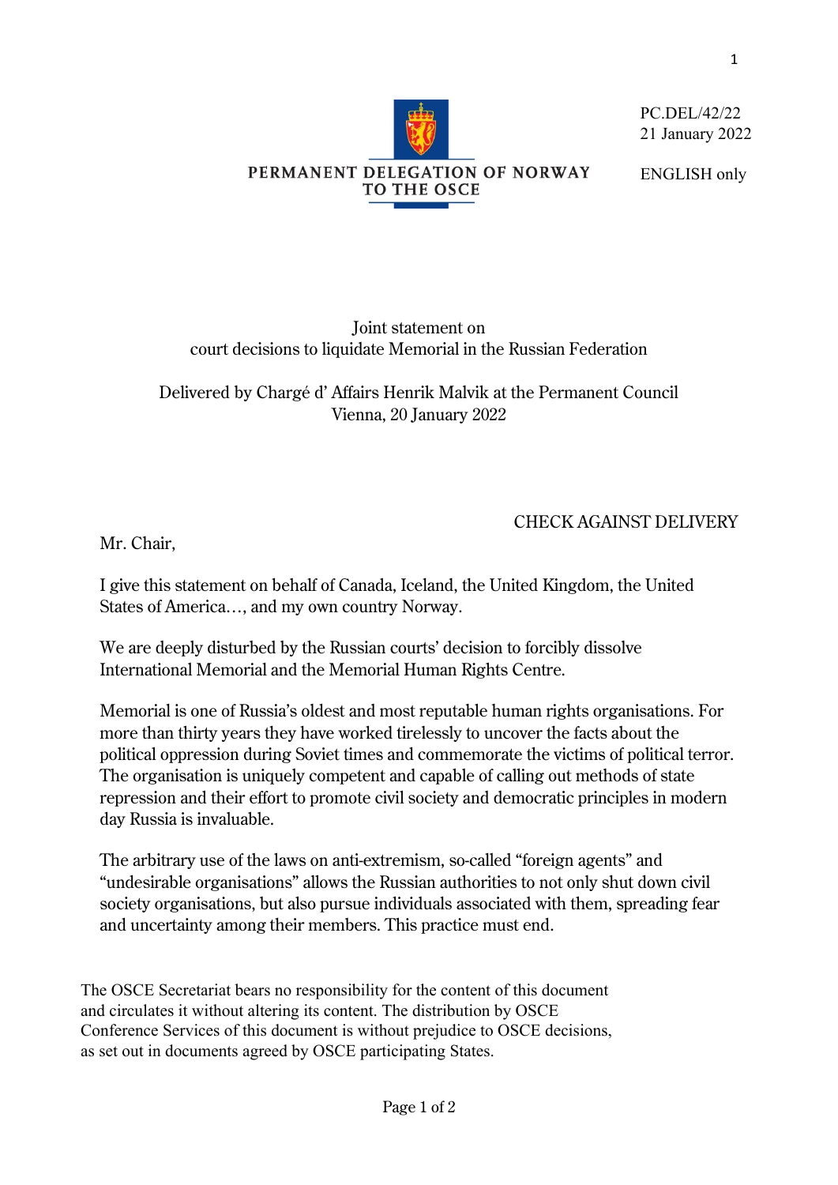PERMANENT DELEGATION OF NORWAY TO THE OSCE

PC.DEL/42/22
21 January 2022

ENGLISH only

Joint statement on
court decisions to liquidate Memorial in the Russian Federation

Delivered by Chargé d' Affairs Henrik Malvik at the Permanent Council
Vienna, 20 January 2022

CHECK AGAINST DELIVERY

Mr. Chair,

I give this statement on behalf of Canada, Iceland, the United Kingdom, the United States of America…, and my own country Norway.

We are deeply disturbed by the Russian courts' decision to forcibly dissolve International Memorial and the Memorial Human Rights Centre.

Memorial is one of Russia's oldest and most reputable human rights organisations. For more than thirty years they have worked tirelessly to uncover the facts about the political oppression during Soviet times and commemorate the victims of political terror. The organisation is uniquely competent and capable of calling out methods of state repression and their effort to promote civil society and democratic principles in modern day Russia is invaluable.

The arbitrary use of the laws on anti-extremism, so-called "foreign agents" and "undesirable organisations" allows the Russian authorities to not only shut down civil society organisations, but also pursue individuals associated with them, spreading fear and uncertainty among their members. This practice must end.

The OSCE Secretariat bears no responsibility for the content of this document and circulates it without altering its content. The distribution by OSCE Conference Services of this document is without prejudice to OSCE decisions, as set out in documents agreed by OSCE participating States.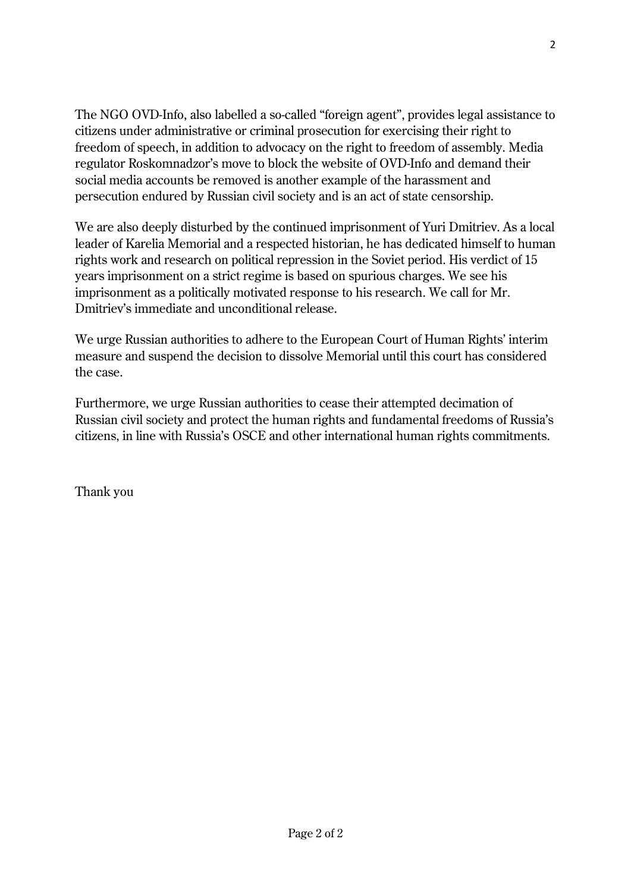The NGO OVD-Info, also labelled a so-called "foreign agent", provides legal assistance to citizens under administrative or criminal prosecution for exercising their right to freedom of speech, in addition to advocacy on the right to freedom of assembly. Media regulator Roskomnadzor's move to block the website of OVD-Info and demand their social media accounts be removed is another example of the harassment and persecution endured by Russian civil society and is an act of state censorship.

We are also deeply disturbed by the continued imprisonment of Yuri Dmitriev. As a local leader of Karelia Memorial and a respected historian, he has dedicated himself to human rights work and research on political repression in the Soviet period. His verdict of 15 years imprisonment on a strict regime is based on spurious charges. We see his imprisonment as a politically motivated response to his research. We call for Mr. Dmitriev's immediate and unconditional release.

We urge Russian authorities to adhere to the European Court of Human Rights' interim measure and suspend the decision to dissolve Memorial until this court has considered the case.

Furthermore, we urge Russian authorities to cease their attempted decimation of Russian civil society and protect the human rights and fundamental freedoms of Russia's citizens, in line with Russia's OSCE and other international human rights commitments.

Thank you